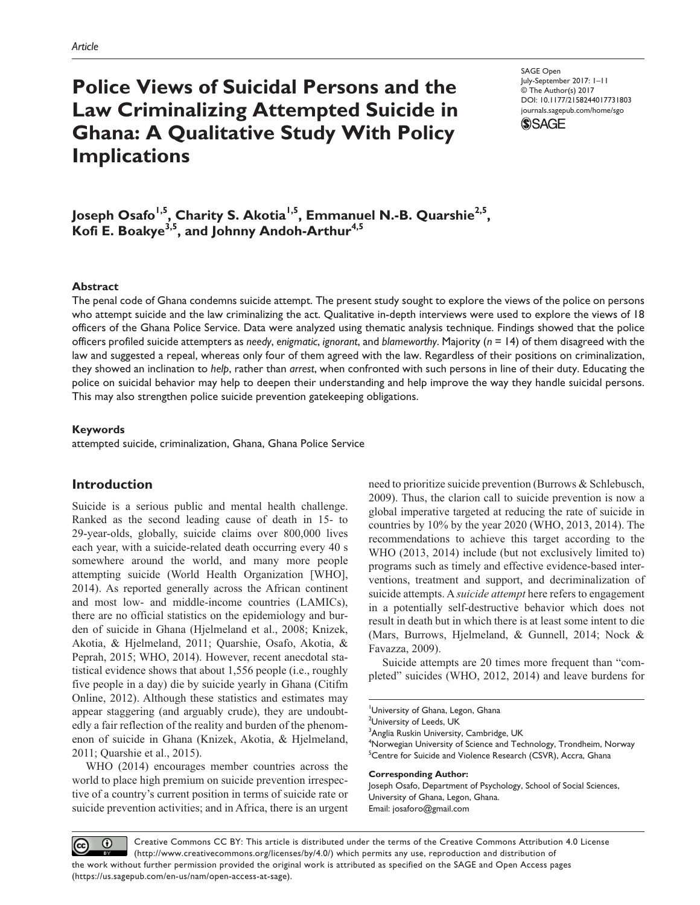Article

# Police Views of Suicidal Persons and the Law Criminalizing Attempted Suicide in Ghana: A Qualitative Study With Policy Implications

SAGE Open
July-September 2017: 1–11
© The Author(s) 2017
DOI: 10.1177/2158244017731803
journals.sagepub.com/home/sgo

**Joseph Osafo[1,5], Charity S. Akotia[1,5], Emmanuel N.-B. Quarshie[2,5], Kofi E. Boakye[3,5], and Johnny Andoh-Arthur[4,5]**

## Abstract

The penal code of Ghana condemns suicide attempt. The present study sought to explore the views of the police on persons who attempt suicide and the law criminalizing the act. Qualitative in-depth interviews were used to explore the views of 18 officers of the Ghana Police Service. Data were analyzed using thematic analysis technique. Findings showed that the police officers profiled suicide attempters as *needy*, *enigmatic*, *ignorant*, and *blameworthy*. Majority ($n$ = 14) of them disagreed with the law and suggested a repeal, whereas only four of them agreed with the law. Regardless of their positions on criminalization, they showed an inclination to *help*, rather than *arrest*, when confronted with such persons in line of their duty. Educating the police on suicidal behavior may help to deepen their understanding and help improve the way they handle suicidal persons. This may also strengthen police suicide prevention gatekeeping obligations.

## Keywords

attempted suicide, criminalization, Ghana, Ghana Police Service

## Introduction

Suicide is a serious public and mental health challenge. Ranked as the second leading cause of death in 15- to 29-year-olds, globally, suicide claims over 800,000 lives each year, with a suicide-related death occurring every 40 s somewhere around the world, and many more people attempting suicide (World Health Organization [WHO], 2014). As reported generally across the African continent and most low- and middle-income countries (LAMICs), there are no official statistics on the epidemiology and burden of suicide in Ghana (Hjelmeland et al., 2008; Knizek, Akotia, & Hjelmeland, 2011; Quarshie, Osafo, Akotia, & Peprah, 2015; WHO, 2014). However, recent anecdotal statistical evidence shows that about 1,556 people (i.e., roughly five people in a day) die by suicide yearly in Ghana (Citifm Online, 2012). Although these statistics and estimates may appear staggering (and arguably crude), they are undoubtedly a fair reflection of the reality and burden of the phenomenon of suicide in Ghana (Knizek, Akotia, & Hjelmeland, 2011; Quarshie et al., 2015).

WHO (2014) encourages member countries across the world to place high premium on suicide prevention irrespective of a country's current position in terms of suicide rate or suicide prevention activities; and in Africa, there is an urgent need to prioritize suicide prevention (Burrows & Schlebusch, 2009). Thus, the clarion call to suicide prevention is now a global imperative targeted at reducing the rate of suicide in countries by 10% by the year 2020 (WHO, 2013, 2014). The recommendations to achieve this target according to the WHO (2013, 2014) include (but not exclusively limited to) programs such as timely and effective evidence-based interventions, treatment and support, and decriminalization of suicide attempts. A *suicide attempt* here refers to engagement in a potentially self-destructive behavior which does not result in death but in which there is at least some intent to die (Mars, Burrows, Hjelmeland, & Gunnell, 2014; Nock & Favazza, 2009).

Suicide attempts are 20 times more frequent than "completed" suicides (WHO, 2012, 2014) and leave burdens for

[1]University of Ghana, Legon, Ghana
[2]University of Leeds, UK
[3]Anglia Ruskin University, Cambridge, UK
[4]Norwegian University of Science and Technology, Trondheim, Norway
[5]Centre for Suicide and Violence Research (CSVR), Accra, Ghana

**Corresponding Author:**
Joseph Osafo, Department of Psychology, School of Social Sciences, University of Ghana, Legon, Ghana.
Email: josaforo@gmail.com

Creative Commons CC BY: This article is distributed under the terms of the Creative Commons Attribution 4.0 License (http://www.creativecommons.org/licenses/by/4.0/) which permits any use, reproduction and distribution of the work without further permission provided the original work is attributed as specified on the SAGE and Open Access pages (https://us.sagepub.com/en-us/nam/open-access-at-sage).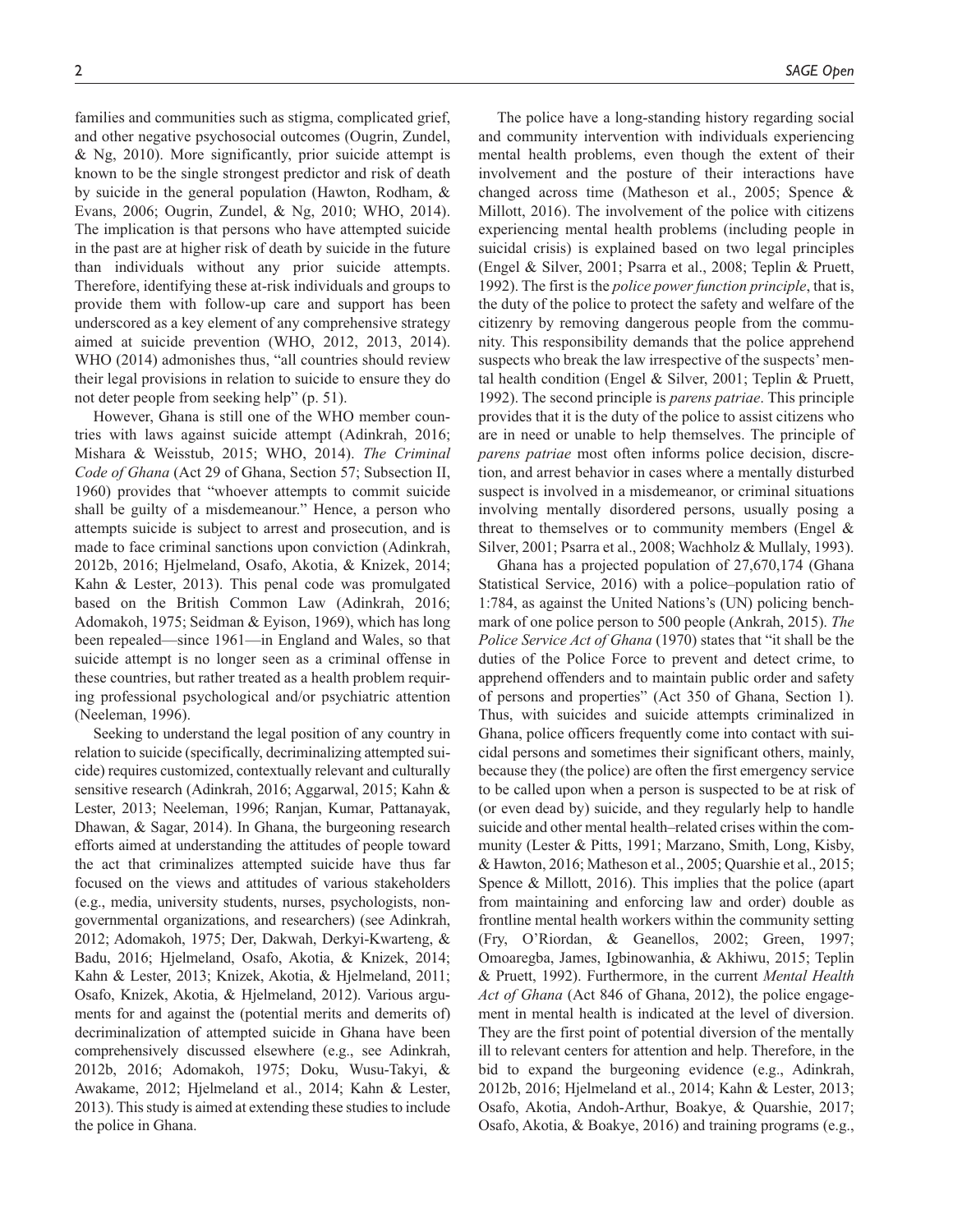families and communities such as stigma, complicated grief, and other negative psychosocial outcomes (Ougrin, Zundel, & Ng, 2010). More significantly, prior suicide attempt is known to be the single strongest predictor and risk of death by suicide in the general population (Hawton, Rodham, & Evans, 2006; Ougrin, Zundel, & Ng, 2010; WHO, 2014). The implication is that persons who have attempted suicide in the past are at higher risk of death by suicide in the future than individuals without any prior suicide attempts. Therefore, identifying these at-risk individuals and groups to provide them with follow-up care and support has been underscored as a key element of any comprehensive strategy aimed at suicide prevention (WHO, 2012, 2013, 2014). WHO (2014) admonishes thus, "all countries should review their legal provisions in relation to suicide to ensure they do not deter people from seeking help" (p. 51).

However, Ghana is still one of the WHO member countries with laws against suicide attempt (Adinkrah, 2016; Mishara & Weisstub, 2015; WHO, 2014). *The Criminal Code of Ghana* (Act 29 of Ghana, Section 57; Subsection II, 1960) provides that "whoever attempts to commit suicide shall be guilty of a misdemeanour." Hence, a person who attempts suicide is subject to arrest and prosecution, and is made to face criminal sanctions upon conviction (Adinkrah, 2012b, 2016; Hjelmeland, Osafo, Akotia, & Knizek, 2014; Kahn & Lester, 2013). This penal code was promulgated based on the British Common Law (Adinkrah, 2016; Adomakoh, 1975; Seidman & Eyison, 1969), which has long been repealed—since 1961—in England and Wales, so that suicide attempt is no longer seen as a criminal offense in these countries, but rather treated as a health problem requiring professional psychological and/or psychiatric attention (Neeleman, 1996).

Seeking to understand the legal position of any country in relation to suicide (specifically, decriminalizing attempted suicide) requires customized, contextually relevant and culturally sensitive research (Adinkrah, 2016; Aggarwal, 2015; Kahn & Lester, 2013; Neeleman, 1996; Ranjan, Kumar, Pattanayak, Dhawan, & Sagar, 2014). In Ghana, the burgeoning research efforts aimed at understanding the attitudes of people toward the act that criminalizes attempted suicide have thus far focused on the views and attitudes of various stakeholders (e.g., media, university students, nurses, psychologists, nongovernmental organizations, and researchers) (see Adinkrah, 2012; Adomakoh, 1975; Der, Dakwah, Derkyi-Kwarteng, & Badu, 2016; Hjelmeland, Osafo, Akotia, & Knizek, 2014; Kahn & Lester, 2013; Knizek, Akotia, & Hjelmeland, 2011; Osafo, Knizek, Akotia, & Hjelmeland, 2012). Various arguments for and against the (potential merits and demerits of) decriminalization of attempted suicide in Ghana have been comprehensively discussed elsewhere (e.g., see Adinkrah, 2012b, 2016; Adomakoh, 1975; Doku, Wusu-Takyi, & Awakame, 2012; Hjelmeland et al., 2014; Kahn & Lester, 2013). This study is aimed at extending these studies to include the police in Ghana.

The police have a long-standing history regarding social and community intervention with individuals experiencing mental health problems, even though the extent of their involvement and the posture of their interactions have changed across time (Matheson et al., 2005; Spence & Millott, 2016). The involvement of the police with citizens experiencing mental health problems (including people in suicidal crisis) is explained based on two legal principles (Engel & Silver, 2001; Psarra et al., 2008; Teplin & Pruett, 1992). The first is the *police power function principle*, that is, the duty of the police to protect the safety and welfare of the citizenry by removing dangerous people from the community. This responsibility demands that the police apprehend suspects who break the law irrespective of the suspects' mental health condition (Engel & Silver, 2001; Teplin & Pruett, 1992). The second principle is *parens patriae*. This principle provides that it is the duty of the police to assist citizens who are in need or unable to help themselves. The principle of *parens patriae* most often informs police decision, discretion, and arrest behavior in cases where a mentally disturbed suspect is involved in a misdemeanor, or criminal situations involving mentally disordered persons, usually posing a threat to themselves or to community members (Engel & Silver, 2001; Psarra et al., 2008; Wachholz & Mullaly, 1993).

Ghana has a projected population of 27,670,174 (Ghana Statistical Service, 2016) with a police–population ratio of 1:784, as against the United Nations's (UN) policing benchmark of one police person to 500 people (Ankrah, 2015). *The Police Service Act of Ghana* (1970) states that "it shall be the duties of the Police Force to prevent and detect crime, to apprehend offenders and to maintain public order and safety of persons and properties" (Act 350 of Ghana, Section 1). Thus, with suicides and suicide attempts criminalized in Ghana, police officers frequently come into contact with suicidal persons and sometimes their significant others, mainly, because they (the police) are often the first emergency service to be called upon when a person is suspected to be at risk of (or even dead by) suicide, and they regularly help to handle suicide and other mental health–related crises within the community (Lester & Pitts, 1991; Marzano, Smith, Long, Kisby, & Hawton, 2016; Matheson et al., 2005; Quarshie et al., 2015; Spence & Millott, 2016). This implies that the police (apart from maintaining and enforcing law and order) double as frontline mental health workers within the community setting (Fry, O'Riordan, & Geanellos, 2002; Green, 1997; Omoaregba, James, Igbinowanhia, & Akhiwu, 2015; Teplin & Pruett, 1992). Furthermore, in the current *Mental Health Act of Ghana* (Act 846 of Ghana, 2012), the police engagement in mental health is indicated at the level of diversion. They are the first point of potential diversion of the mentally ill to relevant centers for attention and help. Therefore, in the bid to expand the burgeoning evidence (e.g., Adinkrah, 2012b, 2016; Hjelmeland et al., 2014; Kahn & Lester, 2013; Osafo, Akotia, Andoh-Arthur, Boakye, & Quarshie, 2017; Osafo, Akotia, & Boakye, 2016) and training programs (e.g.,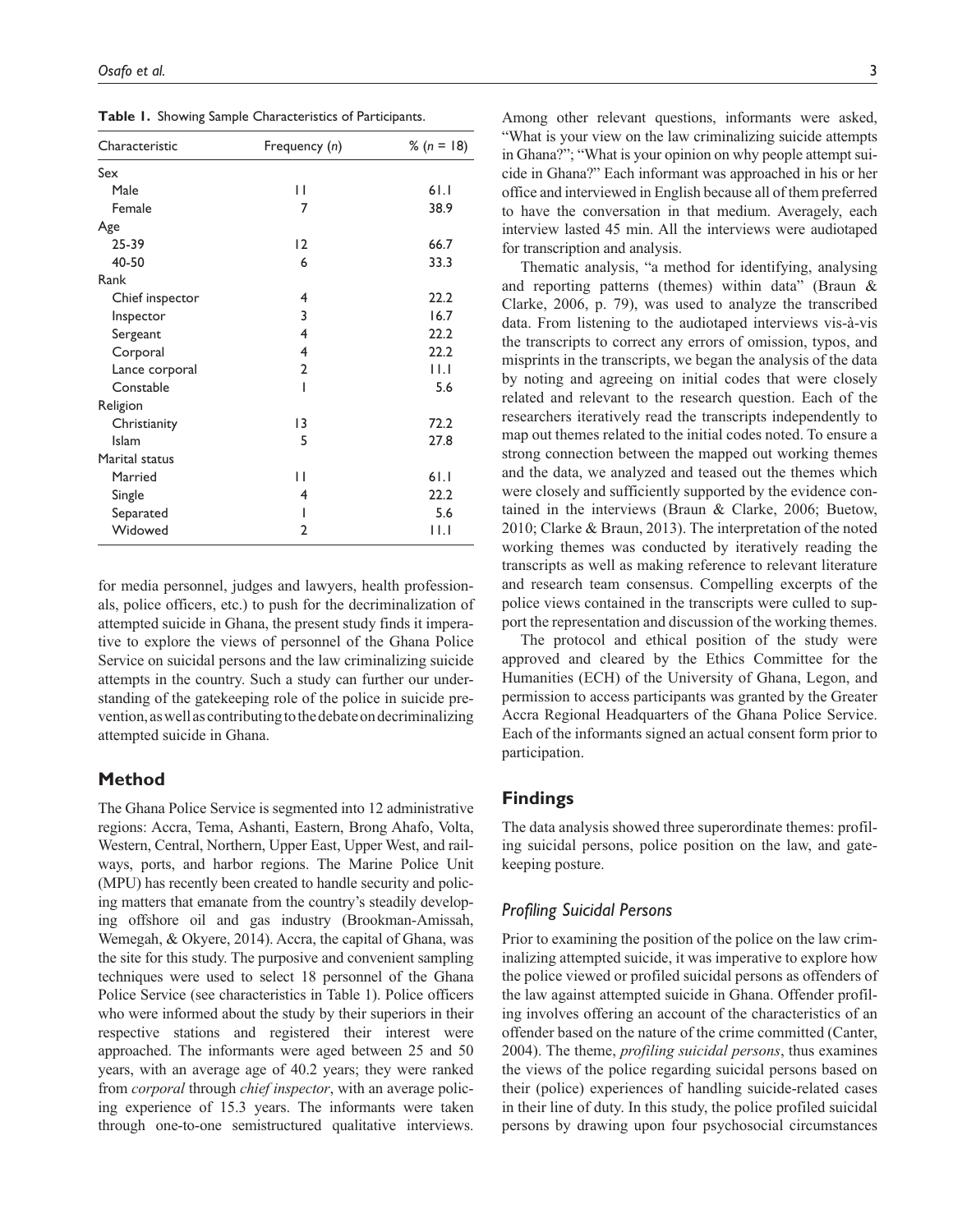**Table 1.** Showing Sample Characteristics of Participants.

| Characteristic | Frequency ($n$) | % ($n$ = 18) |
|---|---|---|
| Sex | | |
| Male | 11 | 61.1 |
| Female | 7 | 38.9 |
| Age | | |
| 25-39 | 12 | 66.7 |
| 40-50 | 6 | 33.3 |
| Rank | | |
| Chief inspector | 4 | 22.2 |
| Inspector | 3 | 16.7 |
| Sergeant | 4 | 22.2 |
| Corporal | 4 | 22.2 |
| Lance corporal | 2 | 11.1 |
| Constable | 1 | 5.6 |
| Religion | | |
| Christianity | 13 | 72.2 |
| Islam | 5 | 27.8 |
| Marital status | | |
| Married | 11 | 61.1 |
| Single | 4 | 22.2 |
| Separated | 1 | 5.6 |
| Widowed | 2 | 11.1 |

for media personnel, judges and lawyers, health professionals, police officers, etc.) to push for the decriminalization of attempted suicide in Ghana, the present study finds it imperative to explore the views of personnel of the Ghana Police Service on suicidal persons and the law criminalizing suicide attempts in the country. Such a study can further our understanding of the gatekeeping role of the police in suicide prevention, as well as contributing to the debate on decriminalizing attempted suicide in Ghana.

## Method

The Ghana Police Service is segmented into 12 administrative regions: Accra, Tema, Ashanti, Eastern, Brong Ahafo, Volta, Western, Central, Northern, Upper East, Upper West, and railways, ports, and harbor regions. The Marine Police Unit (MPU) has recently been created to handle security and policing matters that emanate from the country's steadily developing offshore oil and gas industry (Brookman-Amissah, Wemegah, & Okyere, 2014). Accra, the capital of Ghana, was the site for this study. The purposive and convenient sampling techniques were used to select 18 personnel of the Ghana Police Service (see characteristics in Table 1). Police officers who were informed about the study by their superiors in their respective stations and registered their interest were approached. The informants were aged between 25 and 50 years, with an average age of 40.2 years; they were ranked from *corporal* through *chief inspector*, with an average policing experience of 15.3 years. The informants were taken through one-to-one semistructured qualitative interviews. Among other relevant questions, informants were asked, "What is your view on the law criminalizing suicide attempts in Ghana?"; "What is your opinion on why people attempt suicide in Ghana?" Each informant was approached in his or her office and interviewed in English because all of them preferred to have the conversation in that medium. Averagely, each interview lasted 45 min. All the interviews were audiotaped for transcription and analysis.

Thematic analysis, "a method for identifying, analysing and reporting patterns (themes) within data" (Braun & Clarke, 2006, p. 79), was used to analyze the transcribed data. From listening to the audiotaped interviews vis-à-vis the transcripts to correct any errors of omission, typos, and misprints in the transcripts, we began the analysis of the data by noting and agreeing on initial codes that were closely related and relevant to the research question. Each of the researchers iteratively read the transcripts independently to map out themes related to the initial codes noted. To ensure a strong connection between the mapped out working themes and the data, we analyzed and teased out the themes which were closely and sufficiently supported by the evidence contained in the interviews (Braun & Clarke, 2006; Buetow, 2010; Clarke & Braun, 2013). The interpretation of the noted working themes was conducted by iteratively reading the transcripts as well as making reference to relevant literature and research team consensus. Compelling excerpts of the police views contained in the transcripts were culled to support the representation and discussion of the working themes.

The protocol and ethical position of the study were approved and cleared by the Ethics Committee for the Humanities (ECH) of the University of Ghana, Legon, and permission to access participants was granted by the Greater Accra Regional Headquarters of the Ghana Police Service. Each of the informants signed an actual consent form prior to participation.

## Findings

The data analysis showed three superordinate themes: profiling suicidal persons, police position on the law, and gatekeeping posture.

### *Profiling Suicidal Persons*

Prior to examining the position of the police on the law criminalizing attempted suicide, it was imperative to explore how the police viewed or profiled suicidal persons as offenders of the law against attempted suicide in Ghana. Offender profiling involves offering an account of the characteristics of an offender based on the nature of the crime committed (Canter, 2004). The theme, *profiling suicidal persons*, thus examines the views of the police regarding suicidal persons based on their (police) experiences of handling suicide-related cases in their line of duty. In this study, the police profiled suicidal persons by drawing upon four psychosocial circumstances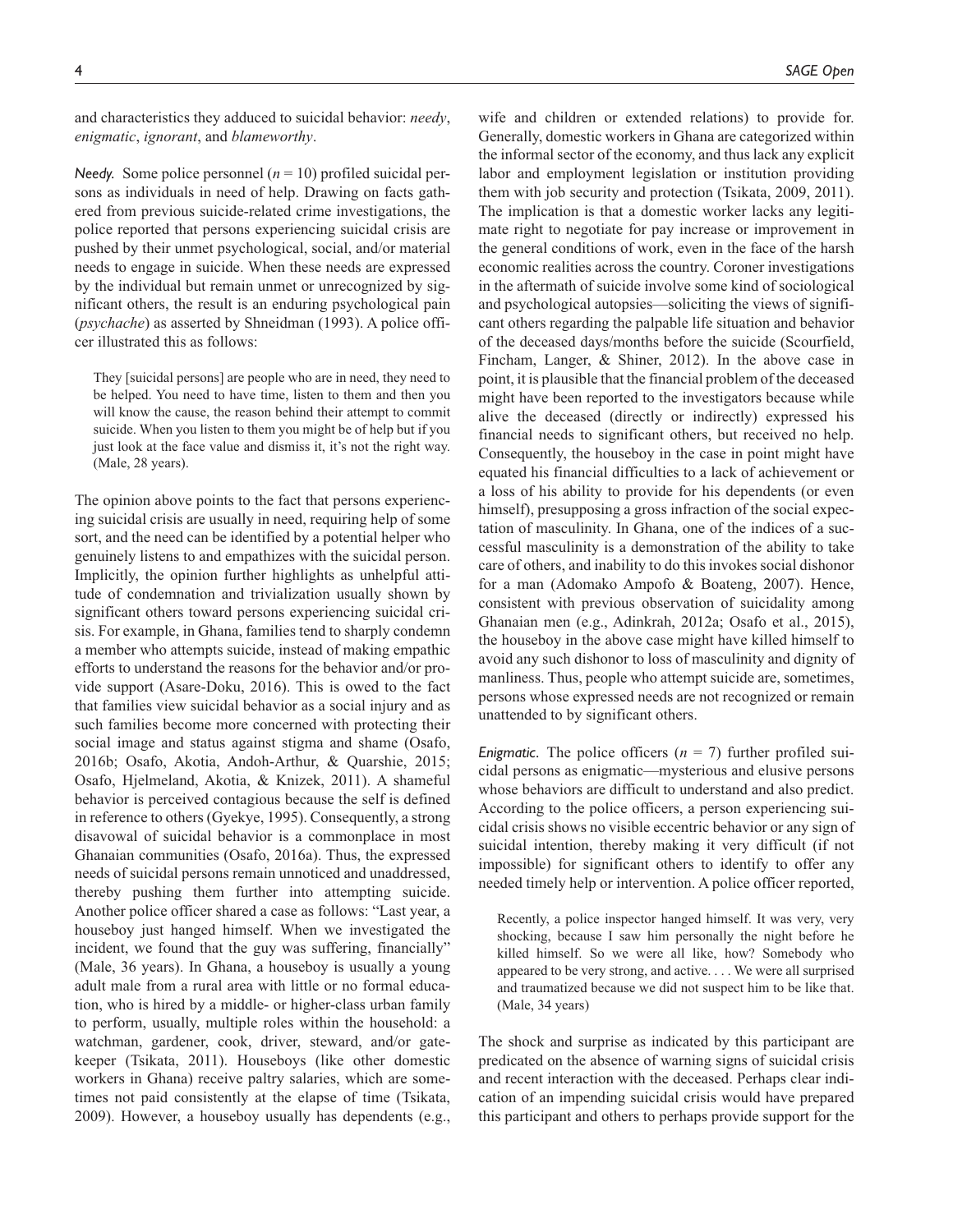and characteristics they adduced to suicidal behavior: *needy*, *enigmatic*, *ignorant*, and *blameworthy*.

*Needy.* Some police personnel ($n = 10$) profiled suicidal persons as individuals in need of help. Drawing on facts gathered from previous suicide-related crime investigations, the police reported that persons experiencing suicidal crisis are pushed by their unmet psychological, social, and/or material needs to engage in suicide. When these needs are expressed by the individual but remain unmet or unrecognized by significant others, the result is an enduring psychological pain (*psychache*) as asserted by Shneidman (1993). A police officer illustrated this as follows:

> They [suicidal persons] are people who are in need, they need to be helped. You need to have time, listen to them and then you will know the cause, the reason behind their attempt to commit suicide. When you listen to them you might be of help but if you just look at the face value and dismiss it, it's not the right way. (Male, 28 years).

The opinion above points to the fact that persons experiencing suicidal crisis are usually in need, requiring help of some sort, and the need can be identified by a potential helper who genuinely listens to and empathizes with the suicidal person. Implicitly, the opinion further highlights as unhelpful attitude of condemnation and trivialization usually shown by significant others toward persons experiencing suicidal crisis. For example, in Ghana, families tend to sharply condemn a member who attempts suicide, instead of making empathic efforts to understand the reasons for the behavior and/or provide support (Asare-Doku, 2016). This is owed to the fact that families view suicidal behavior as a social injury and as such families become more concerned with protecting their social image and status against stigma and shame (Osafo, 2016b; Osafo, Akotia, Andoh-Arthur, & Quarshie, 2015; Osafo, Hjelmeland, Akotia, & Knizek, 2011). A shameful behavior is perceived contagious because the self is defined in reference to others (Gyekye, 1995). Consequently, a strong disavowal of suicidal behavior is a commonplace in most Ghanaian communities (Osafo, 2016a). Thus, the expressed needs of suicidal persons remain unnoticed and unaddressed, thereby pushing them further into attempting suicide. Another police officer shared a case as follows: "Last year, a houseboy just hanged himself. When we investigated the incident, we found that the guy was suffering, financially" (Male, 36 years). In Ghana, a houseboy is usually a young adult male from a rural area with little or no formal education, who is hired by a middle- or higher-class urban family to perform, usually, multiple roles within the household: a watchman, gardener, cook, driver, steward, and/or gatekeeper (Tsikata, 2011). Houseboys (like other domestic workers in Ghana) receive paltry salaries, which are sometimes not paid consistently at the elapse of time (Tsikata, 2009). However, a houseboy usually has dependents (e.g., wife and children or extended relations) to provide for. Generally, domestic workers in Ghana are categorized within the informal sector of the economy, and thus lack any explicit labor and employment legislation or institution providing them with job security and protection (Tsikata, 2009, 2011). The implication is that a domestic worker lacks any legitimate right to negotiate for pay increase or improvement in the general conditions of work, even in the face of the harsh economic realities across the country. Coroner investigations in the aftermath of suicide involve some kind of sociological and psychological autopsies—soliciting the views of significant others regarding the palpable life situation and behavior of the deceased days/months before the suicide (Scourfield, Fincham, Langer, & Shiner, 2012). In the above case in point, it is plausible that the financial problem of the deceased might have been reported to the investigators because while alive the deceased (directly or indirectly) expressed his financial needs to significant others, but received no help. Consequently, the houseboy in the case in point might have equated his financial difficulties to a lack of achievement or a loss of his ability to provide for his dependents (or even himself), presupposing a gross infraction of the social expectation of masculinity. In Ghana, one of the indices of a successful masculinity is a demonstration of the ability to take care of others, and inability to do this invokes social dishonor for a man (Adomako Ampofo & Boateng, 2007). Hence, consistent with previous observation of suicidality among Ghanaian men (e.g., Adinkrah, 2012a; Osafo et al., 2015), the houseboy in the above case might have killed himself to avoid any such dishonor to loss of masculinity and dignity of manliness. Thus, people who attempt suicide are, sometimes, persons whose expressed needs are not recognized or remain unattended to by significant others.

*Enigmatic.* The police officers ($n = 7$) further profiled suicidal persons as enigmatic—mysterious and elusive persons whose behaviors are difficult to understand and also predict. According to the police officers, a person experiencing suicidal crisis shows no visible eccentric behavior or any sign of suicidal intention, thereby making it very difficult (if not impossible) for significant others to identify to offer any needed timely help or intervention. A police officer reported,

> Recently, a police inspector hanged himself. It was very, very shocking, because I saw him personally the night before he killed himself. So we were all like, how? Somebody who appeared to be very strong, and active. . . . We were all surprised and traumatized because we did not suspect him to be like that. (Male, 34 years)

The shock and surprise as indicated by this participant are predicated on the absence of warning signs of suicidal crisis and recent interaction with the deceased. Perhaps clear indication of an impending suicidal crisis would have prepared this participant and others to perhaps provide support for the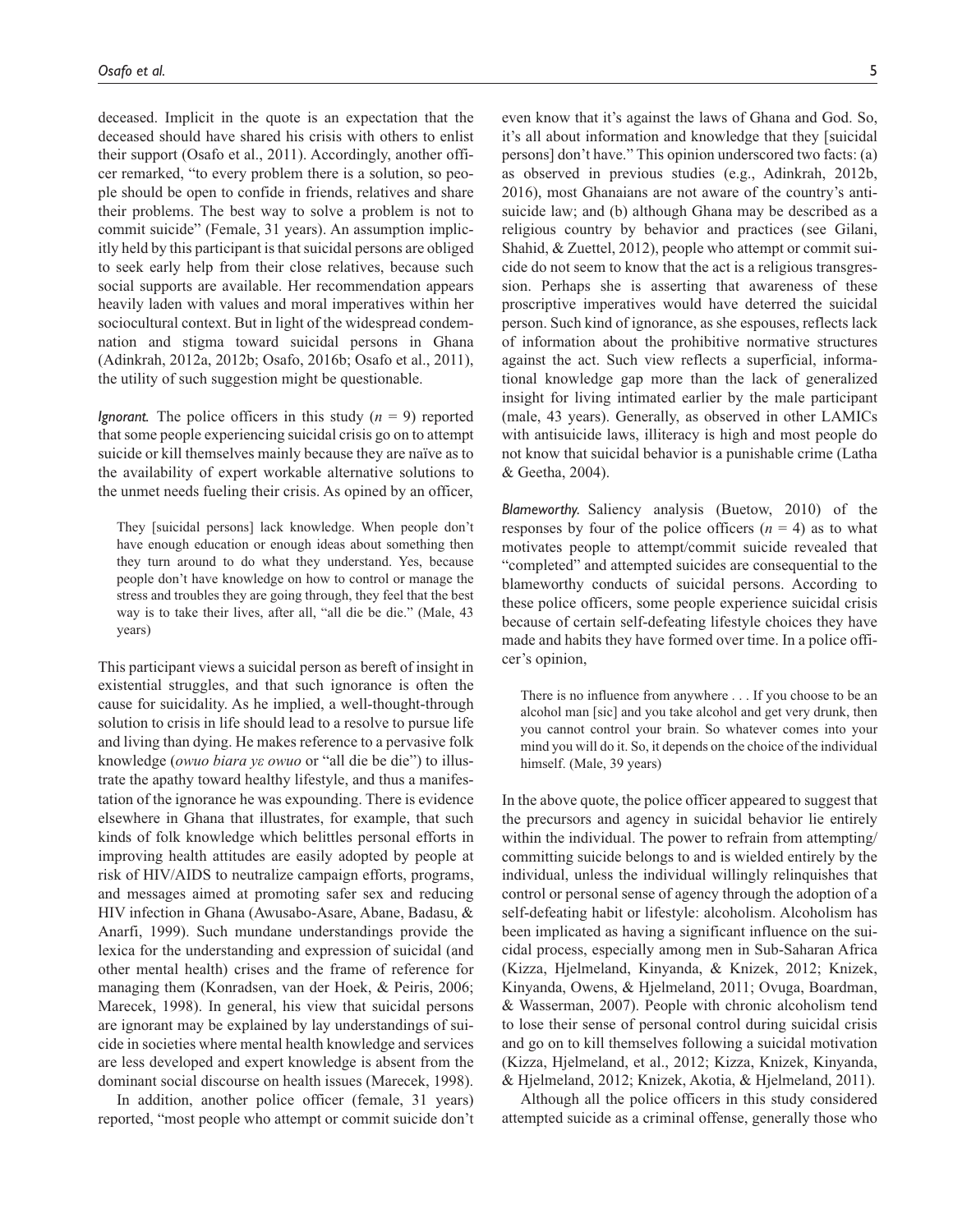deceased. Implicit in the quote is an expectation that the deceased should have shared his crisis with others to enlist their support (Osafo et al., 2011). Accordingly, another officer remarked, "to every problem there is a solution, so people should be open to confide in friends, relatives and share their problems. The best way to solve a problem is not to commit suicide" (Female, 31 years). An assumption implicitly held by this participant is that suicidal persons are obliged to seek early help from their close relatives, because such social supports are available. Her recommendation appears heavily laden with values and moral imperatives within her sociocultural context. But in light of the widespread condemnation and stigma toward suicidal persons in Ghana (Adinkrah, 2012a, 2012b; Osafo, 2016b; Osafo et al., 2011), the utility of such suggestion might be questionable.

*Ignorant.* The police officers in this study ($n$ = 9) reported that some people experiencing suicidal crisis go on to attempt suicide or kill themselves mainly because they are naïve as to the availability of expert workable alternative solutions to the unmet needs fueling their crisis. As opined by an officer,

> They [suicidal persons] lack knowledge. When people don't have enough education or enough ideas about something then they turn around to do what they understand. Yes, because people don't have knowledge on how to control or manage the stress and troubles they are going through, they feel that the best way is to take their lives, after all, "all die be die." (Male, 43 years)

This participant views a suicidal person as bereft of insight in existential struggles, and that such ignorance is often the cause for suicidality. As he implied, a well-thought-through solution to crisis in life should lead to a resolve to pursue life and living than dying. He makes reference to a pervasive folk knowledge (*owuo biara yɛ owuo* or "all die be die") to illustrate the apathy toward healthy lifestyle, and thus a manifestation of the ignorance he was expounding. There is evidence elsewhere in Ghana that illustrates, for example, that such kinds of folk knowledge which belittles personal efforts in improving health attitudes are easily adopted by people at risk of HIV/AIDS to neutralize campaign efforts, programs, and messages aimed at promoting safer sex and reducing HIV infection in Ghana (Awusabo-Asare, Abane, Badasu, & Anarfi, 1999). Such mundane understandings provide the lexica for the understanding and expression of suicidal (and other mental health) crises and the frame of reference for managing them (Konradsen, van der Hoek, & Peiris, 2006; Marecek, 1998). In general, his view that suicidal persons are ignorant may be explained by lay understandings of suicide in societies where mental health knowledge and services are less developed and expert knowledge is absent from the dominant social discourse on health issues (Marecek, 1998).

In addition, another police officer (female, 31 years) reported, "most people who attempt or commit suicide don't even know that it's against the laws of Ghana and God. So, it's all about information and knowledge that they [suicidal persons] don't have." This opinion underscored two facts: (a) as observed in previous studies (e.g., Adinkrah, 2012b, 2016), most Ghanaians are not aware of the country's anti-suicide law; and (b) although Ghana may be described as a religious country by behavior and practices (see Gilani, Shahid, & Zuettel, 2012), people who attempt or commit suicide do not seem to know that the act is a religious transgression. Perhaps she is asserting that awareness of these proscriptive imperatives would have deterred the suicidal person. Such kind of ignorance, as she espouses, reflects lack of information about the prohibitive normative structures against the act. Such view reflects a superficial, informational knowledge gap more than the lack of generalized insight for living intimated earlier by the male participant (male, 43 years). Generally, as observed in other LAMICs with antisuicide laws, illiteracy is high and most people do not know that suicidal behavior is a punishable crime (Latha & Geetha, 2004).

*Blameworthy.* Saliency analysis (Buetow, 2010) of the responses by four of the police officers ($n$ = 4) as to what motivates people to attempt/commit suicide revealed that "completed" and attempted suicides are consequential to the blameworthy conducts of suicidal persons. According to these police officers, some people experience suicidal crisis because of certain self-defeating lifestyle choices they have made and habits they have formed over time. In a police officer's opinion,

> There is no influence from anywhere . . . If you choose to be an alcohol man [sic] and you take alcohol and get very drunk, then you cannot control your brain. So whatever comes into your mind you will do it. So, it depends on the choice of the individual himself. (Male, 39 years)

In the above quote, the police officer appeared to suggest that the precursors and agency in suicidal behavior lie entirely within the individual. The power to refrain from attempting/committing suicide belongs to and is wielded entirely by the individual, unless the individual willingly relinquishes that control or personal sense of agency through the adoption of a self-defeating habit or lifestyle: alcoholism. Alcoholism has been implicated as having a significant influence on the suicidal process, especially among men in Sub-Saharan Africa (Kizza, Hjelmeland, Kinyanda, & Knizek, 2012; Knizek, Kinyanda, Owens, & Hjelmeland, 2011; Ovuga, Boardman, & Wasserman, 2007). People with chronic alcoholism tend to lose their sense of personal control during suicidal crisis and go on to kill themselves following a suicidal motivation (Kizza, Hjelmeland, et al., 2012; Kizza, Knizek, Kinyanda, & Hjelmeland, 2012; Knizek, Akotia, & Hjelmeland, 2011).

Although all the police officers in this study considered attempted suicide as a criminal offense, generally those who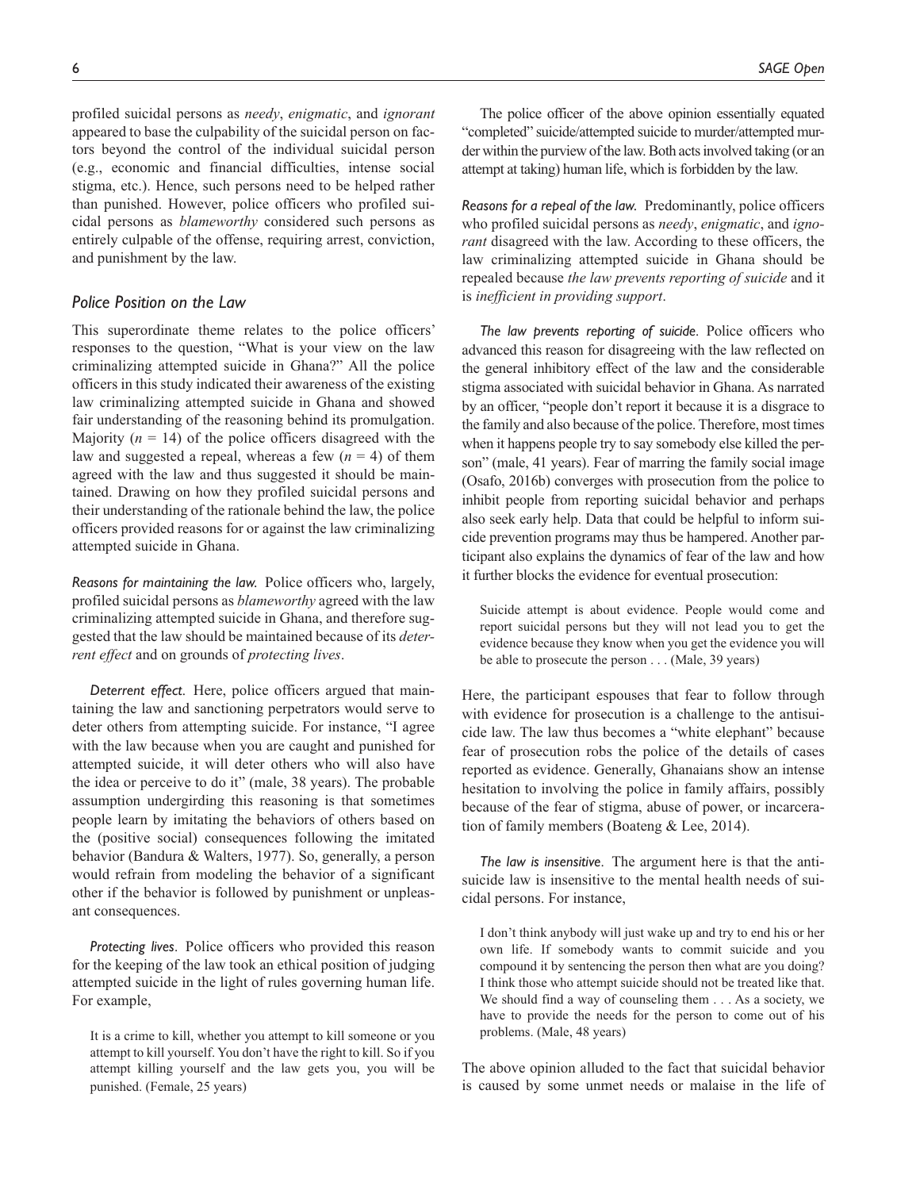profiled suicidal persons as *needy*, *enigmatic*, and *ignorant* appeared to base the culpability of the suicidal person on factors beyond the control of the individual suicidal person (e.g., economic and financial difficulties, intense social stigma, etc.). Hence, such persons need to be helped rather than punished. However, police officers who profiled suicidal persons as *blameworthy* considered such persons as entirely culpable of the offense, requiring arrest, conviction, and punishment by the law.

## Police Position on the Law

This superordinate theme relates to the police officers' responses to the question, "What is your view on the law criminalizing attempted suicide in Ghana?" All the police officers in this study indicated their awareness of the existing law criminalizing attempted suicide in Ghana and showed fair understanding of the reasoning behind its promulgation. Majority ($n$ = 14) of the police officers disagreed with the law and suggested a repeal, whereas a few ($n$ = 4) of them agreed with the law and thus suggested it should be maintained. Drawing on how they profiled suicidal persons and their understanding of the rationale behind the law, the police officers provided reasons for or against the law criminalizing attempted suicide in Ghana.

*Reasons for maintaining the law.* Police officers who, largely, profiled suicidal persons as *blameworthy* agreed with the law criminalizing attempted suicide in Ghana, and therefore suggested that the law should be maintained because of its *deterrent effect* and on grounds of *protecting lives*.

*Deterrent effect*. Here, police officers argued that maintaining the law and sanctioning perpetrators would serve to deter others from attempting suicide. For instance, "I agree with the law because when you are caught and punished for attempted suicide, it will deter others who will also have the idea or perceive to do it" (male, 38 years). The probable assumption undergirding this reasoning is that sometimes people learn by imitating the behaviors of others based on the (positive social) consequences following the imitated behavior (Bandura & Walters, 1977). So, generally, a person would refrain from modeling the behavior of a significant other if the behavior is followed by punishment or unpleasant consequences.

*Protecting lives*. Police officers who provided this reason for the keeping of the law took an ethical position of judging attempted suicide in the light of rules governing human life. For example,

> It is a crime to kill, whether you attempt to kill someone or you attempt to kill yourself. You don't have the right to kill. So if you attempt killing yourself and the law gets you, you will be punished. (Female, 25 years)

The police officer of the above opinion essentially equated "completed" suicide/attempted suicide to murder/attempted murder within the purview of the law. Both acts involved taking (or an attempt at taking) human life, which is forbidden by the law.

*Reasons for a repeal of the law.* Predominantly, police officers who profiled suicidal persons as *needy*, *enigmatic*, and *ignorant* disagreed with the law. According to these officers, the law criminalizing attempted suicide in Ghana should be repealed because *the law prevents reporting of suicide* and it is *inefficient in providing support*.

*The law prevents reporting of suicide*. Police officers who advanced this reason for disagreeing with the law reflected on the general inhibitory effect of the law and the considerable stigma associated with suicidal behavior in Ghana. As narrated by an officer, "people don't report it because it is a disgrace to the family and also because of the police. Therefore, most times when it happens people try to say somebody else killed the person" (male, 41 years). Fear of marring the family social image (Osafo, 2016b) converges with prosecution from the police to inhibit people from reporting suicidal behavior and perhaps also seek early help. Data that could be helpful to inform suicide prevention programs may thus be hampered. Another participant also explains the dynamics of fear of the law and how it further blocks the evidence for eventual prosecution:

> Suicide attempt is about evidence. People would come and report suicidal persons but they will not lead you to get the evidence because they know when you get the evidence you will be able to prosecute the person . . . (Male, 39 years)

Here, the participant espouses that fear to follow through with evidence for prosecution is a challenge to the antisuicide law. The law thus becomes a "white elephant" because fear of prosecution robs the police of the details of cases reported as evidence. Generally, Ghanaians show an intense hesitation to involving the police in family affairs, possibly because of the fear of stigma, abuse of power, or incarceration of family members (Boateng & Lee, 2014).

*The law is insensitive*. The argument here is that the antisuicide law is insensitive to the mental health needs of suicidal persons. For instance,

> I don't think anybody will just wake up and try to end his or her own life. If somebody wants to commit suicide and you compound it by sentencing the person then what are you doing? I think those who attempt suicide should not be treated like that. We should find a way of counseling them . . . As a society, we have to provide the needs for the person to come out of his problems. (Male, 48 years)

The above opinion alluded to the fact that suicidal behavior is caused by some unmet needs or malaise in the life of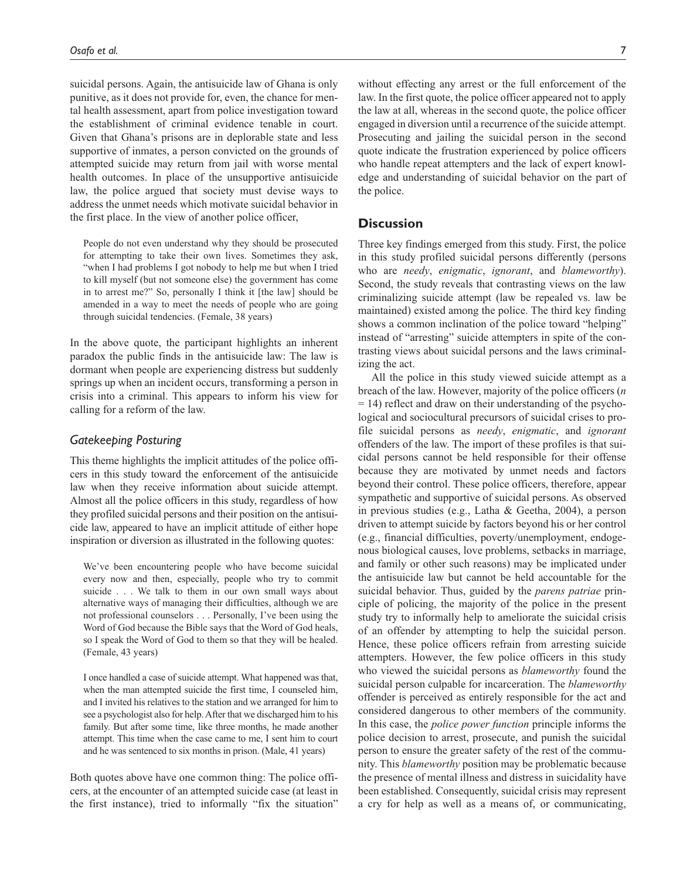suicidal persons. Again, the antisuicide law of Ghana is only punitive, as it does not provide for, even, the chance for mental health assessment, apart from police investigation toward the establishment of criminal evidence tenable in court. Given that Ghana's prisons are in deplorable state and less supportive of inmates, a person convicted on the grounds of attempted suicide may return from jail with worse mental health outcomes. In place of the unsupportive antisuicide law, the police argued that society must devise ways to address the unmet needs which motivate suicidal behavior in the first place. In the view of another police officer,

> People do not even understand why they should be prosecuted for attempting to take their own lives. Sometimes they ask, "when I had problems I got nobody to help me but when I tried to kill myself (but not someone else) the government has come in to arrest me?" So, personally I think it [the law] should be amended in a way to meet the needs of people who are going through suicidal tendencies. (Female, 38 years)

In the above quote, the participant highlights an inherent paradox the public finds in the antisuicide law: The law is dormant when people are experiencing distress but suddenly springs up when an incident occurs, transforming a person in crisis into a criminal. This appears to inform his view for calling for a reform of the law.

### *Gatekeeping Posturing*

This theme highlights the implicit attitudes of the police officers in this study toward the enforcement of the antisuicide law when they receive information about suicide attempt. Almost all the police officers in this study, regardless of how they profiled suicidal persons and their position on the antisuicide law, appeared to have an implicit attitude of either hope inspiration or diversion as illustrated in the following quotes:

> We've been encountering people who have become suicidal every now and then, especially, people who try to commit suicide . . . We talk to them in our own small ways about alternative ways of managing their difficulties, although we are not professional counselors . . . Personally, I've been using the Word of God because the Bible says that the Word of God heals, so I speak the Word of God to them so that they will be healed. (Female, 43 years)

> I once handled a case of suicide attempt. What happened was that, when the man attempted suicide the first time, I counseled him, and I invited his relatives to the station and we arranged for him to see a psychologist also for help. After that we discharged him to his family. But after some time, like three months, he made another attempt. This time when the case came to me, I sent him to court and he was sentenced to six months in prison. (Male, 41 years)

Both quotes above have one common thing: The police officers, at the encounter of an attempted suicide case (at least in the first instance), tried to informally "fix the situation" without effecting any arrest or the full enforcement of the law. In the first quote, the police officer appeared not to apply the law at all, whereas in the second quote, the police officer engaged in diversion until a recurrence of the suicide attempt. Prosecuting and jailing the suicidal person in the second quote indicate the frustration experienced by police officers who handle repeat attempters and the lack of expert knowledge and understanding of suicidal behavior on the part of the police.

## Discussion

Three key findings emerged from this study. First, the police in this study profiled suicidal persons differently (persons who are *needy*, *enigmatic*, *ignorant*, and *blameworthy*). Second, the study reveals that contrasting views on the law criminalizing suicide attempt (law be repealed vs. law be maintained) existed among the police. The third key finding shows a common inclination of the police toward "helping" instead of "arresting" suicide attempters in spite of the contrasting views about suicidal persons and the laws criminalizing the act.

All the police in this study viewed suicide attempt as a breach of the law. However, majority of the police officers ($n = 14$) reflect and draw on their understanding of the psychological and sociocultural precursors of suicidal crises to profile suicidal persons as *needy*, *enigmatic*, and *ignorant* offenders of the law. The import of these profiles is that suicidal persons cannot be held responsible for their offense because they are motivated by unmet needs and factors beyond their control. These police officers, therefore, appear sympathetic and supportive of suicidal persons. As observed in previous studies (e.g., Latha & Geetha, 2004), a person driven to attempt suicide by factors beyond his or her control (e.g., financial difficulties, poverty/unemployment, endogenous biological causes, love problems, setbacks in marriage, and family or other such reasons) may be implicated under the antisuicide law but cannot be held accountable for the suicidal behavior. Thus, guided by the *parens patriae* principle of policing, the majority of the police in the present study try to informally help to ameliorate the suicidal crisis of an offender by attempting to help the suicidal person. Hence, these police officers refrain from arresting suicide attempters. However, the few police officers in this study who viewed the suicidal persons as *blameworthy* found the suicidal person culpable for incarceration. The *blameworthy* offender is perceived as entirely responsible for the act and considered dangerous to other members of the community. In this case, the *police power function* principle informs the police decision to arrest, prosecute, and punish the suicidal person to ensure the greater safety of the rest of the community. This *blameworthy* position may be problematic because the presence of mental illness and distress in suicidality have been established. Consequently, suicidal crisis may represent a cry for help as well as a means of, or communicating,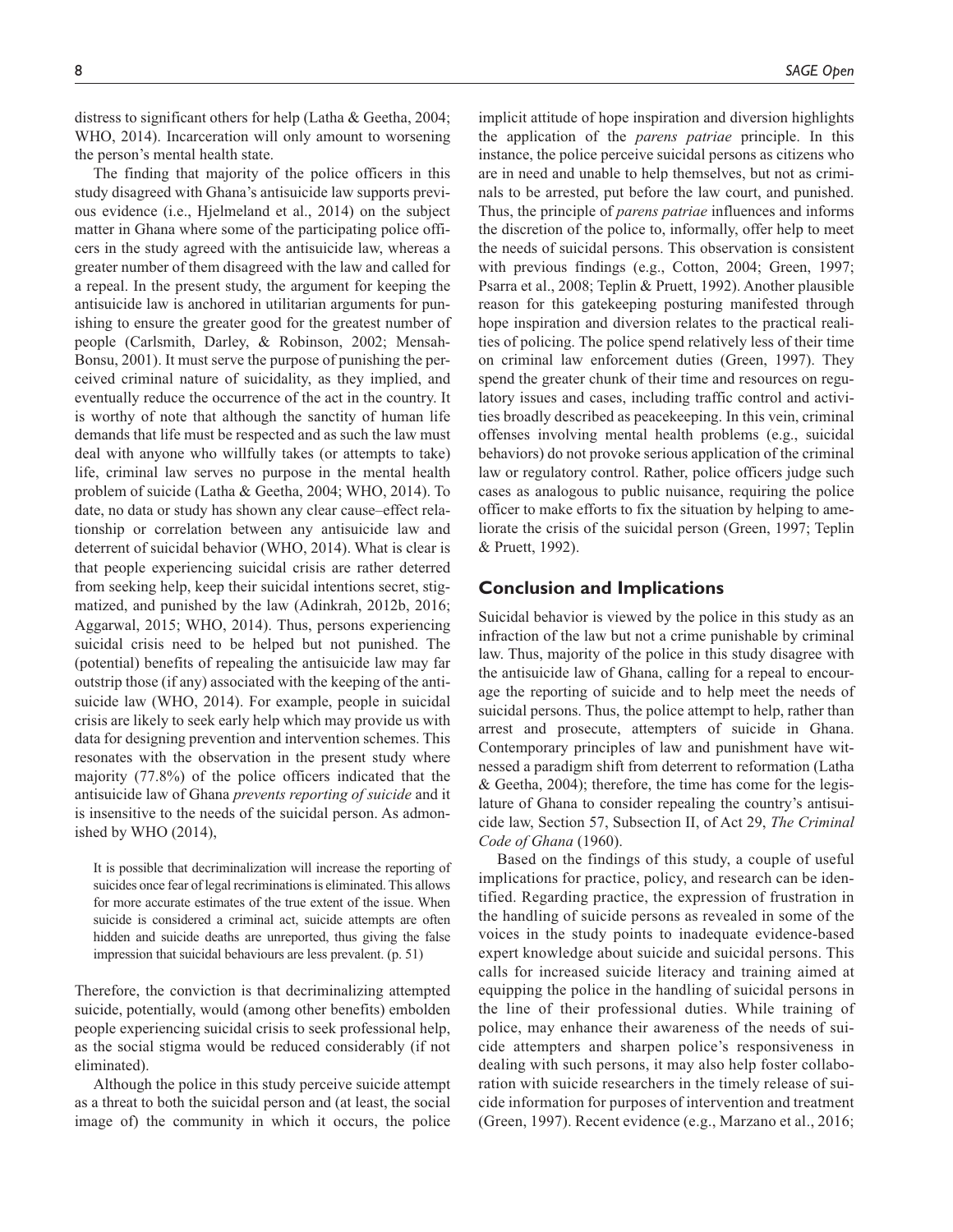distress to significant others for help (Latha & Geetha, 2004; WHO, 2014). Incarceration will only amount to worsening the person's mental health state.

The finding that majority of the police officers in this study disagreed with Ghana's antisuicide law supports previous evidence (i.e., Hjelmeland et al., 2014) on the subject matter in Ghana where some of the participating police officers in the study agreed with the antisuicide law, whereas a greater number of them disagreed with the law and called for a repeal. In the present study, the argument for keeping the antisuicide law is anchored in utilitarian arguments for punishing to ensure the greater good for the greatest number of people (Carlsmith, Darley, & Robinson, 2002; Mensah-Bonsu, 2001). It must serve the purpose of punishing the perceived criminal nature of suicidality, as they implied, and eventually reduce the occurrence of the act in the country. It is worthy of note that although the sanctity of human life demands that life must be respected and as such the law must deal with anyone who willfully takes (or attempts to take) life, criminal law serves no purpose in the mental health problem of suicide (Latha & Geetha, 2004; WHO, 2014). To date, no data or study has shown any clear cause–effect relationship or correlation between any antisuicide law and deterrent of suicidal behavior (WHO, 2014). What is clear is that people experiencing suicidal crisis are rather deterred from seeking help, keep their suicidal intentions secret, stigmatized, and punished by the law (Adinkrah, 2012b, 2016; Aggarwal, 2015; WHO, 2014). Thus, persons experiencing suicidal crisis need to be helped but not punished. The (potential) benefits of repealing the antisuicide law may far outstrip those (if any) associated with the keeping of the antisuicide law (WHO, 2014). For example, people in suicidal crisis are likely to seek early help which may provide us with data for designing prevention and intervention schemes. This resonates with the observation in the present study where majority (77.8%) of the police officers indicated that the antisuicide law of Ghana *prevents reporting of suicide* and it is insensitive to the needs of the suicidal person. As admonished by WHO (2014),

> It is possible that decriminalization will increase the reporting of suicides once fear of legal recriminations is eliminated. This allows for more accurate estimates of the true extent of the issue. When suicide is considered a criminal act, suicide attempts are often hidden and suicide deaths are unreported, thus giving the false impression that suicidal behaviours are less prevalent. (p. 51)

Therefore, the conviction is that decriminalizing attempted suicide, potentially, would (among other benefits) embolden people experiencing suicidal crisis to seek professional help, as the social stigma would be reduced considerably (if not eliminated).

Although the police in this study perceive suicide attempt as a threat to both the suicidal person and (at least, the social image of) the community in which it occurs, the police implicit attitude of hope inspiration and diversion highlights the application of the *parens patriae* principle. In this instance, the police perceive suicidal persons as citizens who are in need and unable to help themselves, but not as criminals to be arrested, put before the law court, and punished. Thus, the principle of *parens patriae* influences and informs the discretion of the police to, informally, offer help to meet the needs of suicidal persons. This observation is consistent with previous findings (e.g., Cotton, 2004; Green, 1997; Psarra et al., 2008; Teplin & Pruett, 1992). Another plausible reason for this gatekeeping posturing manifested through hope inspiration and diversion relates to the practical realities of policing. The police spend relatively less of their time on criminal law enforcement duties (Green, 1997). They spend the greater chunk of their time and resources on regulatory issues and cases, including traffic control and activities broadly described as peacekeeping. In this vein, criminal offenses involving mental health problems (e.g., suicidal behaviors) do not provoke serious application of the criminal law or regulatory control. Rather, police officers judge such cases as analogous to public nuisance, requiring the police officer to make efforts to fix the situation by helping to ameliorate the crisis of the suicidal person (Green, 1997; Teplin & Pruett, 1992).

## Conclusion and Implications

Suicidal behavior is viewed by the police in this study as an infraction of the law but not a crime punishable by criminal law. Thus, majority of the police in this study disagree with the antisuicide law of Ghana, calling for a repeal to encourage the reporting of suicide and to help meet the needs of suicidal persons. Thus, the police attempt to help, rather than arrest and prosecute, attempters of suicide in Ghana. Contemporary principles of law and punishment have witnessed a paradigm shift from deterrent to reformation (Latha & Geetha, 2004); therefore, the time has come for the legislature of Ghana to consider repealing the country's antisuicide law, Section 57, Subsection II, of Act 29, *The Criminal Code of Ghana* (1960).

Based on the findings of this study, a couple of useful implications for practice, policy, and research can be identified. Regarding practice, the expression of frustration in the handling of suicide persons as revealed in some of the voices in the study points to inadequate evidence-based expert knowledge about suicide and suicidal persons. This calls for increased suicide literacy and training aimed at equipping the police in the handling of suicidal persons in the line of their professional duties. While training of police, may enhance their awareness of the needs of suicide attempters and sharpen police's responsiveness in dealing with such persons, it may also help foster collaboration with suicide researchers in the timely release of suicide information for purposes of intervention and treatment (Green, 1997). Recent evidence (e.g., Marzano et al., 2016;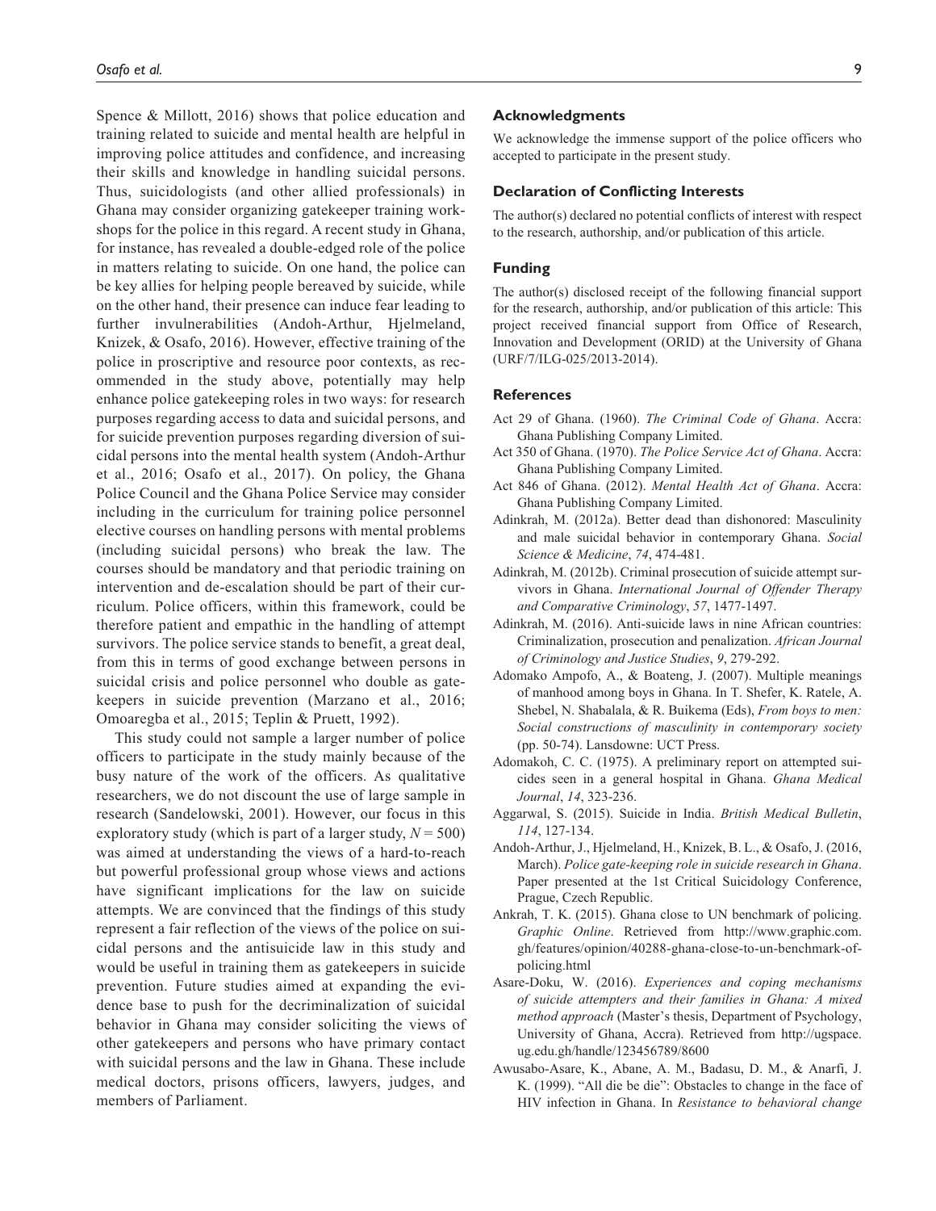Spence & Millott, 2016) shows that police education and training related to suicide and mental health are helpful in improving police attitudes and confidence, and increasing their skills and knowledge in handling suicidal persons. Thus, suicidologists (and other allied professionals) in Ghana may consider organizing gatekeeper training workshops for the police in this regard. A recent study in Ghana, for instance, has revealed a double-edged role of the police in matters relating to suicide. On one hand, the police can be key allies for helping people bereaved by suicide, while on the other hand, their presence can induce fear leading to further invulnerabilities (Andoh-Arthur, Hjelmeland, Knizek, & Osafo, 2016). However, effective training of the police in proscriptive and resource poor contexts, as recommended in the study above, potentially may help enhance police gatekeeping roles in two ways: for research purposes regarding access to data and suicidal persons, and for suicide prevention purposes regarding diversion of suicidal persons into the mental health system (Andoh-Arthur et al., 2016; Osafo et al., 2017). On policy, the Ghana Police Council and the Ghana Police Service may consider including in the curriculum for training police personnel elective courses on handling persons with mental problems (including suicidal persons) who break the law. The courses should be mandatory and that periodic training on intervention and de-escalation should be part of their curriculum. Police officers, within this framework, could be therefore patient and empathic in the handling of attempt survivors. The police service stands to benefit, a great deal, from this in terms of good exchange between persons in suicidal crisis and police personnel who double as gatekeepers in suicide prevention (Marzano et al., 2016; Omoaregba et al., 2015; Teplin & Pruett, 1992).

This study could not sample a larger number of police officers to participate in the study mainly because of the busy nature of the work of the officers. As qualitative researchers, we do not discount the use of large sample in research (Sandelowski, 2001). However, our focus in this exploratory study (which is part of a larger study, $N = 500$) was aimed at understanding the views of a hard-to-reach but powerful professional group whose views and actions have significant implications for the law on suicide attempts. We are convinced that the findings of this study represent a fair reflection of the views of the police on suicidal persons and the antisuicide law in this study and would be useful in training them as gatekeepers in suicide prevention. Future studies aimed at expanding the evidence base to push for the decriminalization of suicidal behavior in Ghana may consider soliciting the views of other gatekeepers and persons who have primary contact with suicidal persons and the law in Ghana. These include medical doctors, prisons officers, lawyers, judges, and members of Parliament.

## Acknowledgments

We acknowledge the immense support of the police officers who accepted to participate in the present study.

## Declaration of Conflicting Interests

The author(s) declared no potential conflicts of interest with respect to the research, authorship, and/or publication of this article.

## Funding

The author(s) disclosed receipt of the following financial support for the research, authorship, and/or publication of this article: This project received financial support from Office of Research, Innovation and Development (ORID) at the University of Ghana (URF/7/ILG-025/2013-2014).

## References

Act 29 of Ghana. (1960). *The Criminal Code of Ghana*. Accra: Ghana Publishing Company Limited.

Act 350 of Ghana. (1970). *The Police Service Act of Ghana*. Accra: Ghana Publishing Company Limited.

Act 846 of Ghana. (2012). *Mental Health Act of Ghana*. Accra: Ghana Publishing Company Limited.

Adinkrah, M. (2012a). Better dead than dishonored: Masculinity and male suicidal behavior in contemporary Ghana. *Social Science & Medicine*, *74*, 474-481.

Adinkrah, M. (2012b). Criminal prosecution of suicide attempt survivors in Ghana. *International Journal of Offender Therapy and Comparative Criminology*, *57*, 1477-1497.

Adinkrah, M. (2016). Anti-suicide laws in nine African countries: Criminalization, prosecution and penalization. *African Journal of Criminology and Justice Studies*, *9*, 279-292.

Adomako Ampofo, A., & Boateng, J. (2007). Multiple meanings of manhood among boys in Ghana. In T. Shefer, K. Ratele, A. Shebel, N. Shabalala, & R. Buikema (Eds), *From boys to men: Social constructions of masculinity in contemporary society* (pp. 50-74). Lansdowne: UCT Press.

Adomakoh, C. C. (1975). A preliminary report on attempted suicides seen in a general hospital in Ghana. *Ghana Medical Journal*, *14*, 323-236.

Aggarwal, S. (2015). Suicide in India. *British Medical Bulletin*, *114*, 127-134.

Andoh-Arthur, J., Hjelmeland, H., Knizek, B. L., & Osafo, J. (2016, March). *Police gate-keeping role in suicide research in Ghana*. Paper presented at the 1st Critical Suicidology Conference, Prague, Czech Republic.

Ankrah, T. K. (2015). Ghana close to UN benchmark of policing. *Graphic Online*. Retrieved from http://www.graphic.com.gh/features/opinion/40288-ghana-close-to-un-benchmark-of-policing.html

Asare-Doku, W. (2016). *Experiences and coping mechanisms of suicide attempters and their families in Ghana: A mixed method approach* (Master's thesis, Department of Psychology, University of Ghana, Accra). Retrieved from http://ugspace.ug.edu.gh/handle/123456789/8600

Awusabo-Asare, K., Abane, A. M., Badasu, D. M., & Anarfi, J. K. (1999). "All die be die": Obstacles to change in the face of HIV infection in Ghana. In *Resistance to behavioral change*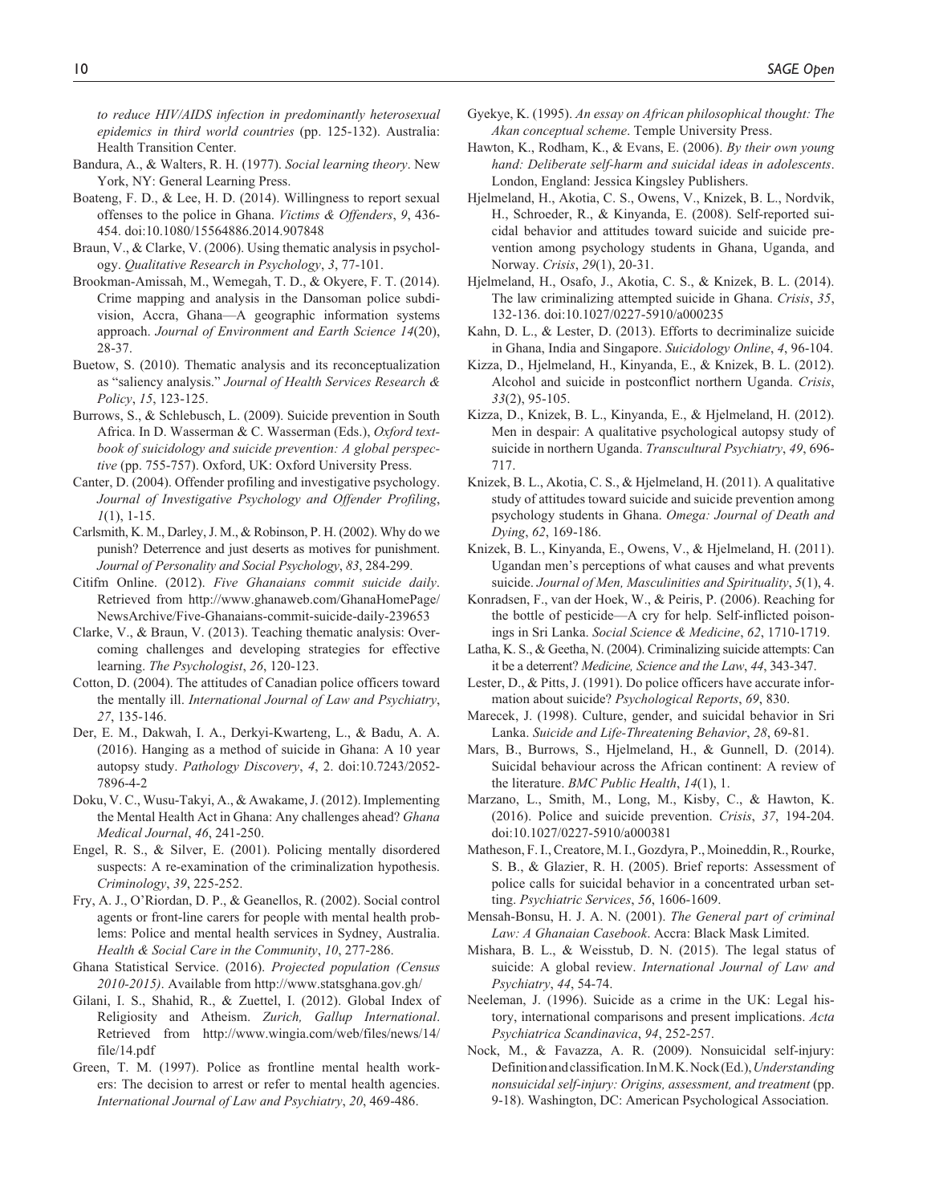to reduce HIV/AIDS infection in predominantly heterosexual epidemics in third world countries (pp. 125-132). Australia: Health Transition Center.

Bandura, A., & Walters, R. H. (1977). *Social learning theory*. New York, NY: General Learning Press.

Boateng, F. D., & Lee, H. D. (2014). Willingness to report sexual offenses to the police in Ghana. *Victims & Offenders*, *9*, 436-454. doi:10.1080/15564886.2014.907848

Braun, V., & Clarke, V. (2006). Using thematic analysis in psychology. *Qualitative Research in Psychology*, *3*, 77-101.

Brookman-Amissah, M., Wemegah, T. D., & Okyere, F. T. (2014). Crime mapping and analysis in the Dansoman police subdivision, Accra, Ghana—A geographic information systems approach. *Journal of Environment and Earth Science 14*(20), 28-37.

Buetow, S. (2010). Thematic analysis and its reconceptualization as "saliency analysis." *Journal of Health Services Research & Policy*, *15*, 123-125.

Burrows, S., & Schlebusch, L. (2009). Suicide prevention in South Africa. In D. Wasserman & C. Wasserman (Eds.), *Oxford textbook of suicidology and suicide prevention: A global perspective* (pp. 755-757). Oxford, UK: Oxford University Press.

Canter, D. (2004). Offender profiling and investigative psychology. *Journal of Investigative Psychology and Offender Profiling*, *1*(1), 1-15.

Carlsmith, K. M., Darley, J. M., & Robinson, P. H. (2002). Why do we punish? Deterrence and just deserts as motives for punishment. *Journal of Personality and Social Psychology*, *83*, 284-299.

Citifm Online. (2012). *Five Ghanaians commit suicide daily*. Retrieved from http://www.ghanaweb.com/GhanaHomePage/NewsArchive/Five-Ghanaians-commit-suicide-daily-239653

Clarke, V., & Braun, V. (2013). Teaching thematic analysis: Overcoming challenges and developing strategies for effective learning. *The Psychologist*, *26*, 120-123.

Cotton, D. (2004). The attitudes of Canadian police officers toward the mentally ill. *International Journal of Law and Psychiatry*, *27*, 135-146.

Der, E. M., Dakwah, I. A., Derkyi-Kwarteng, L., & Badu, A. A. (2016). Hanging as a method of suicide in Ghana: A 10 year autopsy study. *Pathology Discovery*, *4*, 2. doi:10.7243/2052-7896-4-2

Doku, V. C., Wusu-Takyi, A., & Awakame, J. (2012). Implementing the Mental Health Act in Ghana: Any challenges ahead? *Ghana Medical Journal*, *46*, 241-250.

Engel, R. S., & Silver, E. (2001). Policing mentally disordered suspects: A re-examination of the criminalization hypothesis. *Criminology*, *39*, 225-252.

Fry, A. J., O'Riordan, D. P., & Geanellos, R. (2002). Social control agents or front-line carers for people with mental health problems: Police and mental health services in Sydney, Australia. *Health & Social Care in the Community*, *10*, 277-286.

Ghana Statistical Service. (2016). *Projected population (Census 2010-2015)*. Available from http://www.statsghana.gov.gh/

Gilani, I. S., Shahid, R., & Zuettel, I. (2012). Global Index of Religiosity and Atheism. *Zurich, Gallup International*. Retrieved from http://www.wingia.com/web/files/news/14/file/14.pdf

Green, T. M. (1997). Police as frontline mental health workers: The decision to arrest or refer to mental health agencies. *International Journal of Law and Psychiatry*, *20*, 469-486.

Gyekye, K. (1995). *An essay on African philosophical thought: The Akan conceptual scheme*. Temple University Press.

Hawton, K., Rodham, K., & Evans, E. (2006). *By their own young hand: Deliberate self-harm and suicidal ideas in adolescents*. London, England: Jessica Kingsley Publishers.

Hjelmeland, H., Akotia, C. S., Owens, V., Knizek, B. L., Nordvik, H., Schroeder, R., & Kinyanda, E. (2008). Self-reported suicidal behavior and attitudes toward suicide and suicide prevention among psychology students in Ghana, Uganda, and Norway. *Crisis*, *29*(1), 20-31.

Hjelmeland, H., Osafo, J., Akotia, C. S., & Knizek, B. L. (2014). The law criminalizing attempted suicide in Ghana. *Crisis*, *35*, 132-136. doi:10.1027/0227-5910/a000235

Kahn, D. L., & Lester, D. (2013). Efforts to decriminalize suicide in Ghana, India and Singapore. *Suicidology Online*, *4*, 96-104.

Kizza, D., Hjelmeland, H., Kinyanda, E., & Knizek, B. L. (2012). Alcohol and suicide in postconflict northern Uganda. *Crisis*, *33*(2), 95-105.

Kizza, D., Knizek, B. L., Kinyanda, E., & Hjelmeland, H. (2012). Men in despair: A qualitative psychological autopsy study of suicide in northern Uganda. *Transcultural Psychiatry*, *49*, 696-717.

Knizek, B. L., Akotia, C. S., & Hjelmeland, H. (2011). A qualitative study of attitudes toward suicide and suicide prevention among psychology students in Ghana. *Omega: Journal of Death and Dying*, *62*, 169-186.

Knizek, B. L., Kinyanda, E., Owens, V., & Hjelmeland, H. (2011). Ugandan men's perceptions of what causes and what prevents suicide. *Journal of Men, Masculinities and Spirituality*, *5*(1), 4.

Konradsen, F., van der Hoek, W., & Peiris, P. (2006). Reaching for the bottle of pesticide—A cry for help. Self-inflicted poisonings in Sri Lanka. *Social Science & Medicine*, *62*, 1710-1719.

Latha, K. S., & Geetha, N. (2004). Criminalizing suicide attempts: Can it be a deterrent? *Medicine, Science and the Law*, *44*, 343-347.

Lester, D., & Pitts, J. (1991). Do police officers have accurate information about suicide? *Psychological Reports*, *69*, 830.

Marecek, J. (1998). Culture, gender, and suicidal behavior in Sri Lanka. *Suicide and Life-Threatening Behavior*, *28*, 69-81.

Mars, B., Burrows, S., Hjelmeland, H., & Gunnell, D. (2014). Suicidal behaviour across the African continent: A review of the literature. *BMC Public Health*, *14*(1), 1.

Marzano, L., Smith, M., Long, M., Kisby, C., & Hawton, K. (2016). Police and suicide prevention. *Crisis*, *37*, 194-204. doi:10.1027/0227-5910/a000381

Matheson, F. I., Creatore, M. I., Gozdyra, P., Moineddin, R., Rourke, S. B., & Glazier, R. H. (2005). Brief reports: Assessment of police calls for suicidal behavior in a concentrated urban setting. *Psychiatric Services*, *56*, 1606-1609.

Mensah-Bonsu, H. J. A. N. (2001). *The General part of criminal Law: A Ghanaian Casebook*. Accra: Black Mask Limited.

Mishara, B. L., & Weisstub, D. N. (2015). The legal status of suicide: A global review. *International Journal of Law and Psychiatry*, *44*, 54-74.

Neeleman, J. (1996). Suicide as a crime in the UK: Legal history, international comparisons and present implications. *Acta Psychiatrica Scandinavica*, *94*, 252-257.

Nock, M., & Favazza, A. R. (2009). Nonsuicidal self-injury: Definition and classification. In M. K. Nock (Ed.), *Understanding nonsuicidal self-injury: Origins, assessment, and treatment* (pp. 9-18). Washington, DC: American Psychological Association.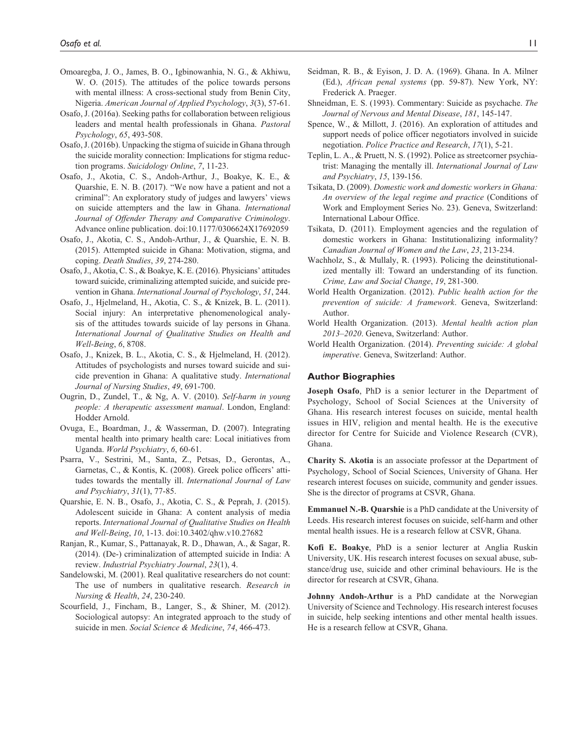Omoaregba, J. O., James, B. O., Igbinowanhia, N. G., & Akhiwu, W. O. (2015). The attitudes of the police towards persons with mental illness: A cross-sectional study from Benin City, Nigeria. *American Journal of Applied Psychology*, *3*(3), 57-61.

Osafo, J. (2016a). Seeking paths for collaboration between religious leaders and mental health professionals in Ghana. *Pastoral Psychology*, *65*, 493-508.

Osafo, J. (2016b). Unpacking the stigma of suicide in Ghana through the suicide morality connection: Implications for stigma reduction programs. *Suicidology Online*, *7*, 11-23.

Osafo, J., Akotia, C. S., Andoh-Arthur, J., Boakye, K. E., & Quarshie, E. N. B. (2017). "We now have a patient and not a criminal": An exploratory study of judges and lawyers' views on suicide attempters and the law in Ghana. *International Journal of Offender Therapy and Comparative Criminology*. Advance online publication. doi:10.1177/0306624X17692059

Osafo, J., Akotia, C. S., Andoh-Arthur, J., & Quarshie, E. N. B. (2015). Attempted suicide in Ghana: Motivation, stigma, and coping. *Death Studies*, *39*, 274-280.

Osafo, J., Akotia, C. S., & Boakye, K. E. (2016). Physicians' attitudes toward suicide, criminalizing attempted suicide, and suicide prevention in Ghana. *International Journal of Psychology*, *51*, 244.

Osafo, J., Hjelmeland, H., Akotia, C. S., & Knizek, B. L. (2011). Social injury: An interpretative phenomenological analysis of the attitudes towards suicide of lay persons in Ghana. *International Journal of Qualitative Studies on Health and Well-Being*, *6*, 8708.

Osafo, J., Knizek, B. L., Akotia, C. S., & Hjelmeland, H. (2012). Attitudes of psychologists and nurses toward suicide and suicide prevention in Ghana: A qualitative study. *International Journal of Nursing Studies*, *49*, 691-700.

Ougrin, D., Zundel, T., & Ng, A. V. (2010). *Self-harm in young people: A therapeutic assessment manual*. London, England: Hodder Arnold.

Ovuga, E., Boardman, J., & Wasserman, D. (2007). Integrating mental health into primary health care: Local initiatives from Uganda. *World Psychiatry*, *6*, 60-61.

Psarra, V., Sestrini, M., Santa, Z., Petsas, D., Gerontas, A., Garnetas, C., & Kontis, K. (2008). Greek police officers' attitudes towards the mentally ill. *International Journal of Law and Psychiatry*, *31*(1), 77-85.

Quarshie, E. N. B., Osafo, J., Akotia, C. S., & Peprah, J. (2015). Adolescent suicide in Ghana: A content analysis of media reports. *International Journal of Qualitative Studies on Health and Well-Being*, *10*, 1-13. doi:10.3402/qhw.v10.27682

Ranjan, R., Kumar, S., Pattanayak, R. D., Dhawan, A., & Sagar, R. (2014). (De-) criminalization of attempted suicide in India: A review. *Industrial Psychiatry Journal*, *23*(1), 4.

Sandelowski, M. (2001). Real qualitative researchers do not count: The use of numbers in qualitative research. *Research in Nursing & Health*, *24*, 230-240.

Scourfield, J., Fincham, B., Langer, S., & Shiner, M. (2012). Sociological autopsy: An integrated approach to the study of suicide in men. *Social Science & Medicine*, *74*, 466-473.

Seidman, R. B., & Eyison, J. D. A. (1969). Ghana. In A. Milner (Ed.), *African penal systems* (pp. 59-87). New York, NY: Frederick A. Praeger.

Shneidman, E. S. (1993). Commentary: Suicide as psychache. *The Journal of Nervous and Mental Disease*, *181*, 145-147.

Spence, W., & Millott, J. (2016). An exploration of attitudes and support needs of police officer negotiators involved in suicide negotiation. *Police Practice and Research*, *17*(1), 5-21.

Teplin, L. A., & Pruett, N. S. (1992). Police as streetcorner psychiatrist: Managing the mentally ill. *International Journal of Law and Psychiatry*, *15*, 139-156.

Tsikata, D. (2009). *Domestic work and domestic workers in Ghana: An overview of the legal regime and practice* (Conditions of Work and Employment Series No. 23). Geneva, Switzerland: International Labour Office.

Tsikata, D. (2011). Employment agencies and the regulation of domestic workers in Ghana: Institutionalizing informality? *Canadian Journal of Women and the Law*, *23*, 213-234.

Wachholz, S., & Mullaly, R. (1993). Policing the deinstitutionalized mentally ill: Toward an understanding of its function. *Crime, Law and Social Change*, *19*, 281-300.

World Health Organization. (2012). *Public health action for the prevention of suicide: A framework*. Geneva, Switzerland: Author.

World Health Organization. (2013). *Mental health action plan 2013–2020*. Geneva, Switzerland: Author.

World Health Organization. (2014). *Preventing suicide: A global imperative*. Geneva, Switzerland: Author.

## Author Biographies

**Joseph Osafo**, PhD is a senior lecturer in the Department of Psychology, School of Social Sciences at the University of Ghana. His research interest focuses on suicide, mental health issues in HIV, religion and mental health. He is the executive director for Centre for Suicide and Violence Research (CVR), Ghana.

**Charity S. Akotia** is an associate professor at the Department of Psychology, School of Social Sciences, University of Ghana. Her research interest focuses on suicide, community and gender issues. She is the director of programs at CSVR, Ghana.

**Emmanuel N.-B. Quarshie** is a PhD candidate at the University of Leeds. His research interest focuses on suicide, self-harm and other mental health issues. He is a research fellow at CSVR, Ghana.

**Kofi E. Boakye**, PhD is a senior lecturer at Anglia Ruskin University, UK. His research interest focuses on sexual abuse, substance/drug use, suicide and other criminal behaviours. He is the director for research at CSVR, Ghana.

**Johnny Andoh-Arthur** is a PhD candidate at the Norwegian University of Science and Technology. His research interest focuses in suicide, help seeking intentions and other mental health issues. He is a research fellow at CSVR, Ghana.